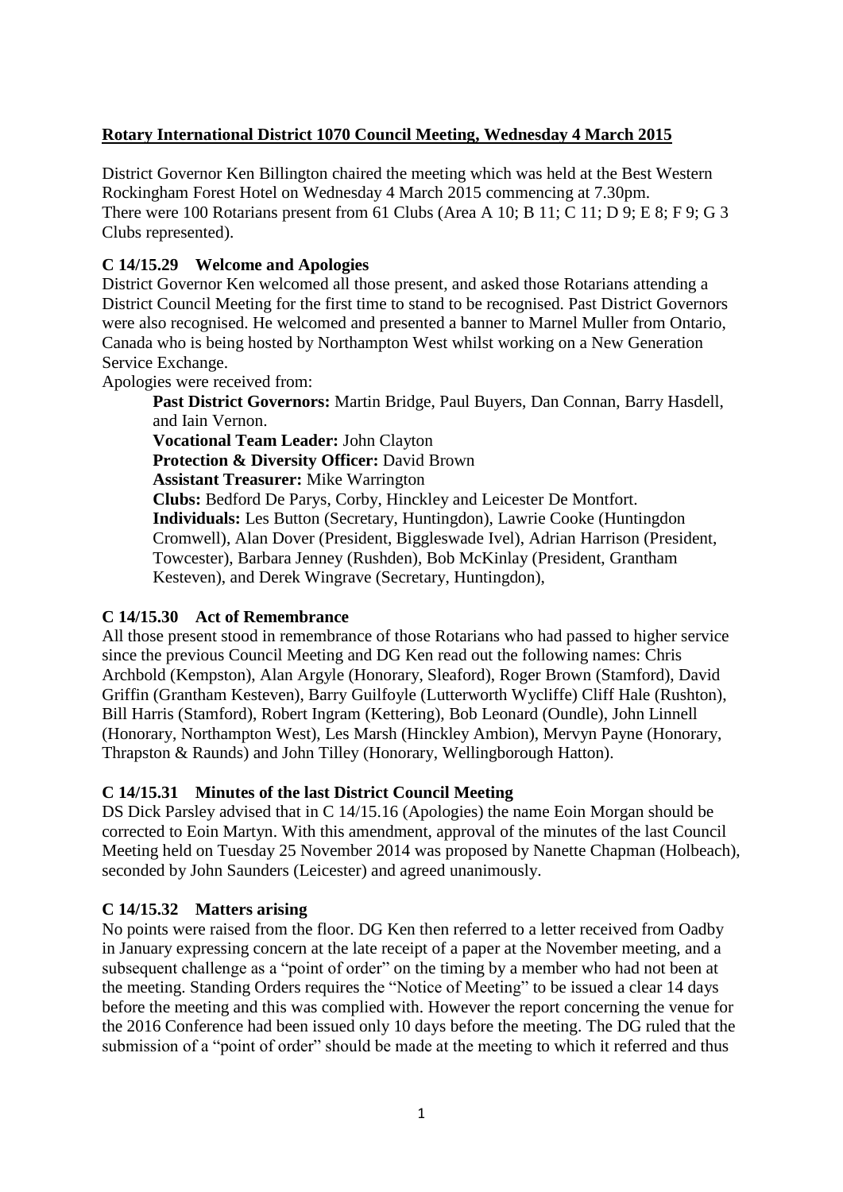**Rotary International District 1070 Council Meeting, Wednesday 4 March 2015**

District Governor Ken Billington chaired the meeting which was held at the Best Western Rockingham Forest Hotel on Wednesday 4 March 2015 commencing at 7.30pm.
There were 100 Rotarians present from 61 Clubs (Area A 10; B 11; C 11; D 9; E 8; F 9; G 3 Clubs represented).

**C 14/15.29 Welcome and Apologies**

District Governor Ken welcomed all those present, and asked those Rotarians attending a District Council Meeting for the first time to stand to be recognised. Past District Governors were also recognised. He welcomed and presented a banner to Marnel Muller from Ontario, Canada who is being hosted by Northampton West whilst working on a New Generation Service Exchange.

Apologies were received from:

> **Past District Governors:** Martin Bridge, Paul Buyers, Dan Connan, Barry Hasdell, and Iain Vernon.
> **Vocational Team Leader:** John Clayton
> **Protection & Diversity Officer:** David Brown
> **Assistant Treasurer:** Mike Warrington
> **Clubs:** Bedford De Parys, Corby, Hinckley and Leicester De Montfort.
> **Individuals:** Les Button (Secretary, Huntingdon), Lawrie Cooke (Huntingdon Cromwell), Alan Dover (President, Biggleswade Ivel), Adrian Harrison (President, Towcester), Barbara Jenney (Rushden), Bob McKinlay (President, Grantham Kesteven), and Derek Wingrave (Secretary, Huntingdon),

**C 14/15.30 Act of Remembrance**

All those present stood in remembrance of those Rotarians who had passed to higher service since the previous Council Meeting and DG Ken read out the following names: Chris Archbold (Kempston), Alan Argyle (Honorary, Sleaford), Roger Brown (Stamford), David Griffin (Grantham Kesteven), Barry Guilfoyle (Lutterworth Wycliffe) Cliff Hale (Rushton), Bill Harris (Stamford), Robert Ingram (Kettering), Bob Leonard (Oundle), John Linnell (Honorary, Northampton West), Les Marsh (Hinckley Ambion), Mervyn Payne (Honorary, Thrapston & Raunds) and John Tilley (Honorary, Wellingborough Hatton).

**C 14/15.31 Minutes of the last District Council Meeting**

DS Dick Parsley advised that in C 14/15.16 (Apologies) the name Eoin Morgan should be corrected to Eoin Martyn. With this amendment, approval of the minutes of the last Council Meeting held on Tuesday 25 November 2014 was proposed by Nanette Chapman (Holbeach), seconded by John Saunders (Leicester) and agreed unanimously.

**C 14/15.32 Matters arising**

No points were raised from the floor. DG Ken then referred to a letter received from Oadby in January expressing concern at the late receipt of a paper at the November meeting, and a subsequent challenge as a "point of order" on the timing by a member who had not been at the meeting. Standing Orders requires the "Notice of Meeting" to be issued a clear 14 days before the meeting and this was complied with. However the report concerning the venue for the 2016 Conference had been issued only 10 days before the meeting. The DG ruled that the submission of a "point of order" should be made at the meeting to which it referred and thus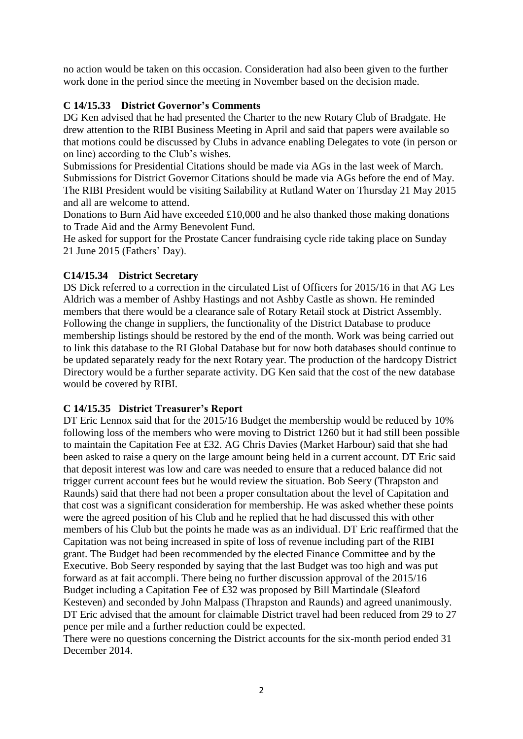no action would be taken on this occasion. Consideration had also been given to the further work done in the period since the meeting in November based on the decision made.

**C 14/15.33 District Governor's Comments**

DG Ken advised that he had presented the Charter to the new Rotary Club of Bradgate. He drew attention to the RIBI Business Meeting in April and said that papers were available so that motions could be discussed by Clubs in advance enabling Delegates to vote (in person or on line) according to the Club's wishes.

Submissions for Presidential Citations should be made via AGs in the last week of March. Submissions for District Governor Citations should be made via AGs before the end of May. The RIBI President would be visiting Sailability at Rutland Water on Thursday 21 May 2015 and all are welcome to attend.

Donations to Burn Aid have exceeded £10,000 and he also thanked those making donations to Trade Aid and the Army Benevolent Fund.

He asked for support for the Prostate Cancer fundraising cycle ride taking place on Sunday 21 June 2015 (Fathers' Day).

**C14/15.34 District Secretary**

DS Dick referred to a correction in the circulated List of Officers for 2015/16 in that AG Les Aldrich was a member of Ashby Hastings and not Ashby Castle as shown. He reminded members that there would be a clearance sale of Rotary Retail stock at District Assembly. Following the change in suppliers, the functionality of the District Database to produce membership listings should be restored by the end of the month. Work was being carried out to link this database to the RI Global Database but for now both databases should continue to be updated separately ready for the next Rotary year. The production of the hardcopy District Directory would be a further separate activity. DG Ken said that the cost of the new database would be covered by RIBI.

**C 14/15.35 District Treasurer's Report**

DT Eric Lennox said that for the 2015/16 Budget the membership would be reduced by 10% following loss of the members who were moving to District 1260 but it had still been possible to maintain the Capitation Fee at £32. AG Chris Davies (Market Harbour) said that she had been asked to raise a query on the large amount being held in a current account. DT Eric said that deposit interest was low and care was needed to ensure that a reduced balance did not trigger current account fees but he would review the situation. Bob Seery (Thrapston and Raunds) said that there had not been a proper consultation about the level of Capitation and that cost was a significant consideration for membership. He was asked whether these points were the agreed position of his Club and he replied that he had discussed this with other members of his Club but the points he made was as an individual. DT Eric reaffirmed that the Capitation was not being increased in spite of loss of revenue including part of the RIBI grant. The Budget had been recommended by the elected Finance Committee and by the Executive. Bob Seery responded by saying that the last Budget was too high and was put forward as at fait accompli. There being no further discussion approval of the 2015/16 Budget including a Capitation Fee of £32 was proposed by Bill Martindale (Sleaford Kesteven) and seconded by John Malpass (Thrapston and Raunds) and agreed unanimously. DT Eric advised that the amount for claimable District travel had been reduced from 29 to 27 pence per mile and a further reduction could be expected.

There were no questions concerning the District accounts for the six-month period ended 31 December 2014.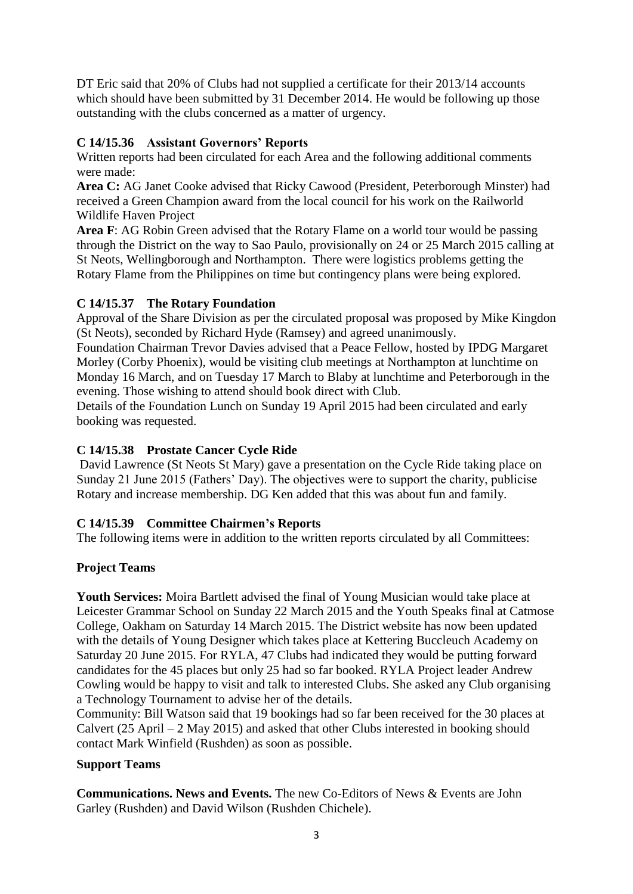DT Eric said that 20% of Clubs had not supplied a certificate for their 2013/14 accounts which should have been submitted by 31 December 2014. He would be following up those outstanding with the clubs concerned as a matter of urgency.

### C 14/15.36 Assistant Governors' Reports

Written reports had been circulated for each Area and the following additional comments were made:

**Area C:** AG Janet Cooke advised that Ricky Cawood (President, Peterborough Minster) had received a Green Champion award from the local council for his work on the Railworld Wildlife Haven Project

**Area F**: AG Robin Green advised that the Rotary Flame on a world tour would be passing through the District on the way to Sao Paulo, provisionally on 24 or 25 March 2015 calling at St Neots, Wellingborough and Northampton. There were logistics problems getting the Rotary Flame from the Philippines on time but contingency plans were being explored.

### C 14/15.37 The Rotary Foundation

Approval of the Share Division as per the circulated proposal was proposed by Mike Kingdon (St Neots), seconded by Richard Hyde (Ramsey) and agreed unanimously.

Foundation Chairman Trevor Davies advised that a Peace Fellow, hosted by IPDG Margaret Morley (Corby Phoenix), would be visiting club meetings at Northampton at lunchtime on Monday 16 March, and on Tuesday 17 March to Blaby at lunchtime and Peterborough in the evening. Those wishing to attend should book direct with Club.

Details of the Foundation Lunch on Sunday 19 April 2015 had been circulated and early booking was requested.

### C 14/15.38 Prostate Cancer Cycle Ride

David Lawrence (St Neots St Mary) gave a presentation on the Cycle Ride taking place on Sunday 21 June 2015 (Fathers' Day). The objectives were to support the charity, publicise Rotary and increase membership. DG Ken added that this was about fun and family.

### C 14/15.39 Committee Chairmen's Reports

The following items were in addition to the written reports circulated by all Committees:

#### Project Teams

**Youth Services:** Moira Bartlett advised the final of Young Musician would take place at Leicester Grammar School on Sunday 22 March 2015 and the Youth Speaks final at Catmose College, Oakham on Saturday 14 March 2015. The District website has now been updated with the details of Young Designer which takes place at Kettering Buccleuch Academy on Saturday 20 June 2015. For RYLA, 47 Clubs had indicated they would be putting forward candidates for the 45 places but only 25 had so far booked. RYLA Project leader Andrew Cowling would be happy to visit and talk to interested Clubs. She asked any Club organising a Technology Tournament to advise her of the details.

Community: Bill Watson said that 19 bookings had so far been received for the 30 places at Calvert (25 April – 2 May 2015) and asked that other Clubs interested in booking should contact Mark Winfield (Rushden) as soon as possible.

#### Support Teams

**Communications. News and Events.** The new Co-Editors of News & Events are John Garley (Rushden) and David Wilson (Rushden Chichele).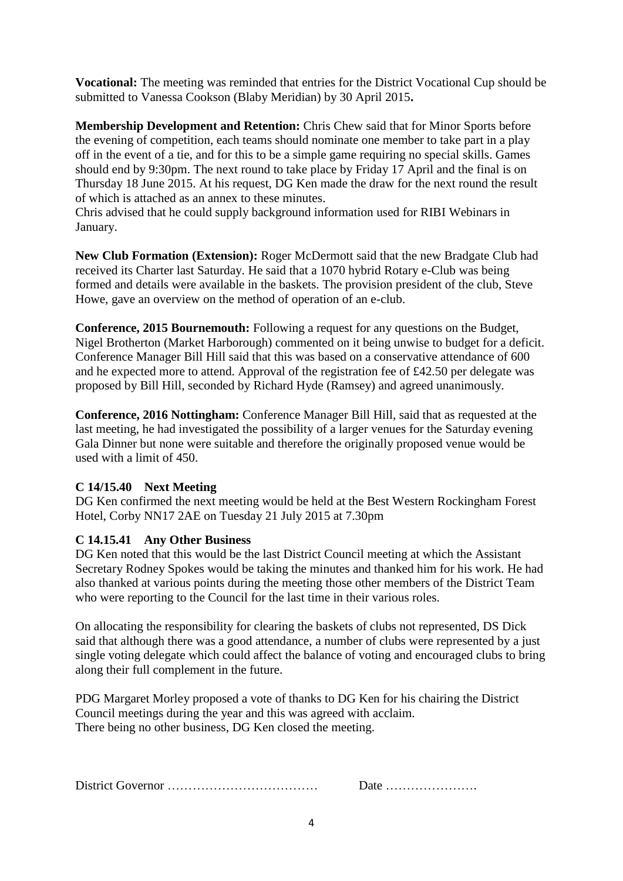**Vocational:** The meeting was reminded that entries for the District Vocational Cup should be submitted to Vanessa Cookson (Blaby Meridian) by 30 April 2015**.**

**Membership Development and Retention:** Chris Chew said that for Minor Sports before the evening of competition, each teams should nominate one member to take part in a play off in the event of a tie, and for this to be a simple game requiring no special skills. Games should end by 9:30pm. The next round to take place by Friday 17 April and the final is on Thursday 18 June 2015. At his request, DG Ken made the draw for the next round the result of which is attached as an annex to these minutes.
Chris advised that he could supply background information used for RIBI Webinars in January.

**New Club Formation (Extension):** Roger McDermott said that the new Bradgate Club had received its Charter last Saturday. He said that a 1070 hybrid Rotary e-Club was being formed and details were available in the baskets. The provision president of the club, Steve Howe, gave an overview on the method of operation of an e-club.

**Conference, 2015 Bournemouth:** Following a request for any questions on the Budget, Nigel Brotherton (Market Harborough) commented on it being unwise to budget for a deficit. Conference Manager Bill Hill said that this was based on a conservative attendance of 600 and he expected more to attend. Approval of the registration fee of £42.50 per delegate was proposed by Bill Hill, seconded by Richard Hyde (Ramsey) and agreed unanimously.

**Conference, 2016 Nottingham:** Conference Manager Bill Hill, said that as requested at the last meeting, he had investigated the possibility of a larger venues for the Saturday evening Gala Dinner but none were suitable and therefore the originally proposed venue would be used with a limit of 450.

**C 14/15.40 Next Meeting**

DG Ken confirmed the next meeting would be held at the Best Western Rockingham Forest Hotel, Corby NN17 2AE on Tuesday 21 July 2015 at 7.30pm

**C 14.15.41 Any Other Business**

DG Ken noted that this would be the last District Council meeting at which the Assistant Secretary Rodney Spokes would be taking the minutes and thanked him for his work. He had also thanked at various points during the meeting those other members of the District Team who were reporting to the Council for the last time in their various roles.

On allocating the responsibility for clearing the baskets of clubs not represented, DS Dick said that although there was a good attendance, a number of clubs were represented by a just single voting delegate which could affect the balance of voting and encouraged clubs to bring along their full complement in the future.

PDG Margaret Morley proposed a vote of thanks to DG Ken for his chairing the District Council meetings during the year and this was agreed with acclaim.
There being no other business, DG Ken closed the meeting.

District Governor ……………………………… Date ………………….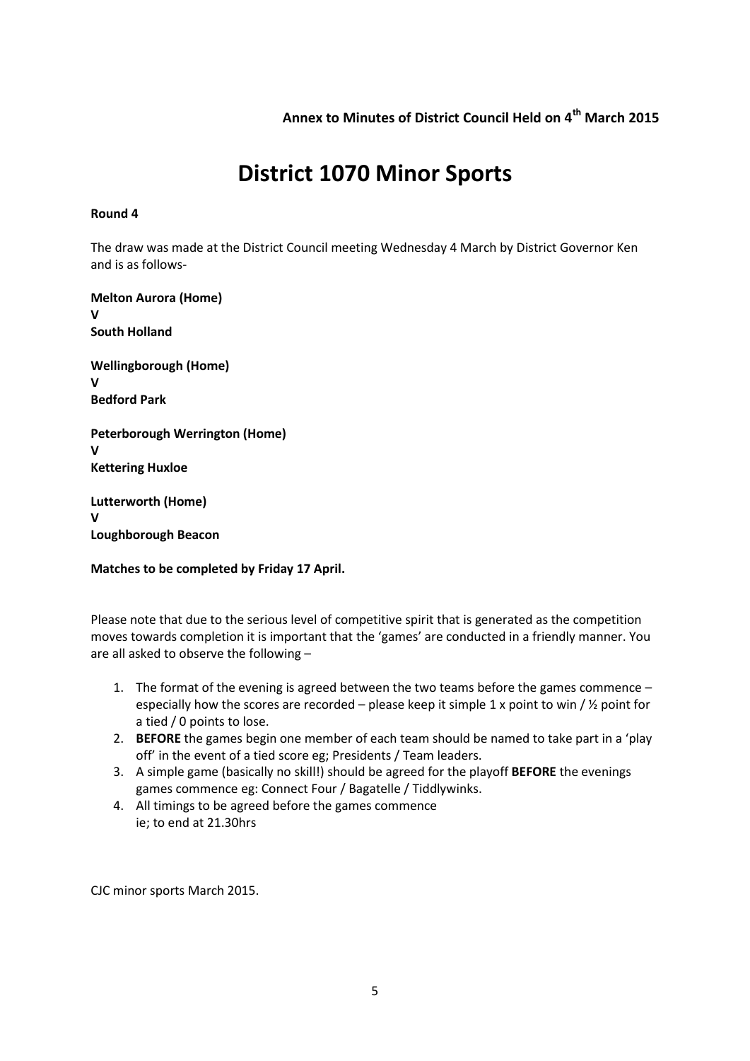**Annex to Minutes of District Council Held on 4th March 2015**

# District 1070 Minor Sports

**Round 4**

The draw was made at the District Council meeting Wednesday 4 March by District Governor Ken and is as follows-

**Melton Aurora (Home)**
**V**
**South Holland**

**Wellingborough (Home)**
**V**
**Bedford Park**

**Peterborough Werrington (Home)**
**V**
**Kettering Huxloe**

**Lutterworth (Home)**
**V**
**Loughborough Beacon**

**Matches to be completed by Friday 17 April.**

Please note that due to the serious level of competitive spirit that is generated as the competition moves towards completion it is important that the 'games' are conducted in a friendly manner. You are all asked to observe the following –

1. The format of the evening is agreed between the two teams before the games commence – especially how the scores are recorded – please keep it simple 1 x point to win / ½ point for a tied / 0 points to lose.
2. **BEFORE** the games begin one member of each team should be named to take part in a 'play off' in the event of a tied score eg; Presidents / Team leaders.
3. A simple game (basically no skill!) should be agreed for the playoff **BEFORE** the evenings games commence eg: Connect Four / Bagatelle / Tiddlywinks.
4. All timings to be agreed before the games commence
   ie; to end at 21.30hrs

CJC minor sports March 2015.